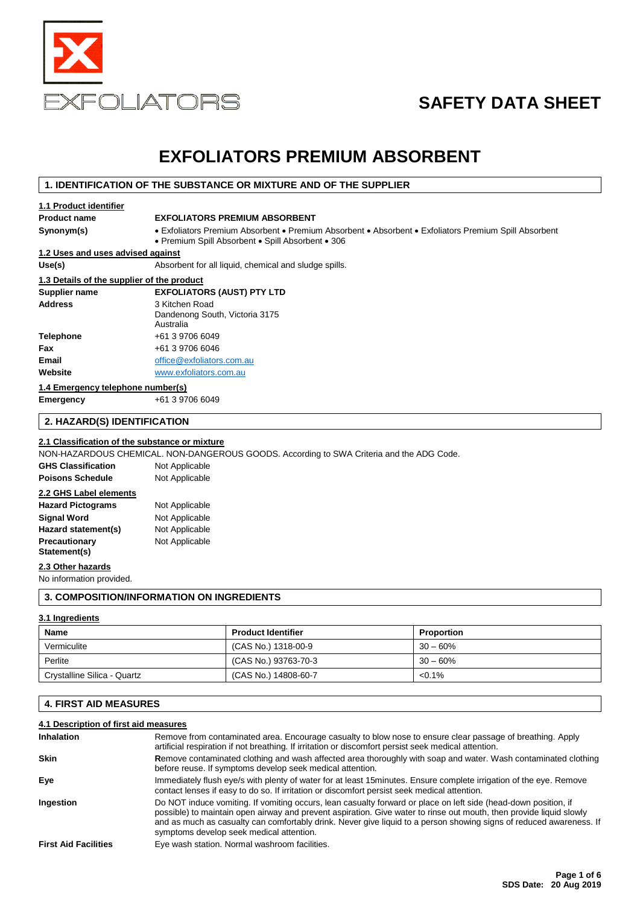EXFOLIATORS

# SAFETY DATA SHEET

# EXFOLIATORS PREMIUM ABSORBENT

## 1. IDENTIFICATION OF THE SUBSTANCE OR MIXTURE AND OF THE SUPPLIER

### 1.1 Product identifier

| | |
|---|---|
| **Product name** | **EXFOLIATORS PREMIUM ABSORBENT** |
| **Synonym(s)** | • Exfoliators Premium Absorbent • Premium Spill Absorbent • Absorbent • Exfoliators Premium Spill Absorbent • Premium Spill Absorbent • Spill Absorbent • 306 |

### 1.2 Uses and uses advised against

| | |
|---|---|
| **Use(s)** | Absorbent for all liquid, chemical and sludge spills. |

### 1.3 Details of the supplier of the product

| | |
|---|---|
| **Supplier name** | **EXFOLIATORS (AUST) PTY LTD** |
| **Address** | 3 Kitchen Road<br>Dandenong South, Victoria 3175<br>Australia |
| **Telephone** | +61 3 9706 6049 |
| **Fax** | +61 3 9706 6046 |
| **Email** | office@exfoliators.com.au |
| **Website** | www.exfoliators.com.au |

### 1.4 Emergency telephone number(s)

| | |
|---|---|
| **Emergency** | +61 3 9706 6049 |

## 2. HAZARD(S) IDENTIFICATION

### 2.1 Classification of the substance or mixture

NON-HAZARDOUS CHEMICAL. NON-DANGEROUS GOODS. According to SWA Criteria and the ADG Code.

| | |
|---|---|
| **GHS Classification** | Not Applicable |
| **Poisons Schedule** | Not Applicable |

### 2.2 GHS Label elements

| | |
|---|---|
| **Hazard Pictograms** | Not Applicable |
| **Signal Word** | Not Applicable |
| **Hazard statement(s)** | Not Applicable |
| **Precautionary Statement(s)** | Not Applicable |

### 2.3 Other hazards

No information provided.

## 3. COMPOSITION/INFORMATION ON INGREDIENTS

### 3.1 Ingredients

| Name | Product Identifier | Proportion |
|---|---|---|
| Vermiculite | (CAS No.) 1318-00-9 | 30 – 60% |
| Perlite | (CAS No.) 93763-70-3 | 30 – 60% |
| Crystalline Silica - Quartz | (CAS No.) 14808-60-7 | <0.1% |

## 4. FIRST AID MEASURES

### 4.1 Description of first aid measures

| | |
|---|---|
| **Inhalation** | Remove from contaminated area. Encourage casualty to blow nose to ensure clear passage of breathing. Apply artificial respiration if not breathing. If irritation or discomfort persist seek medical attention. |
| **Skin** | Remove contaminated clothing and wash affected area thoroughly with soap and water. Wash contaminated clothing before reuse. If symptoms develop seek medical attention. |
| **Eye** | Immediately flush eye/s with plenty of water for at least 15minutes. Ensure complete irrigation of the eye. Remove contact lenses if easy to do so. If irritation or discomfort persist seek medical attention. |
| **Ingestion** | Do NOT induce vomiting. If vomiting occurs, lean casualty forward or place on left side (head-down position, if possible) to maintain open airway and prevent aspiration. Give water to rinse out mouth, then provide liquid slowly and as much as casualty can comfortably drink. Never give liquid to a person showing signs of reduced awareness. If symptoms develop seek medical attention. |
| **First Aid Facilities** | Eye wash station. Normal washroom facilities. |

SDS Date: 20 Aug 2019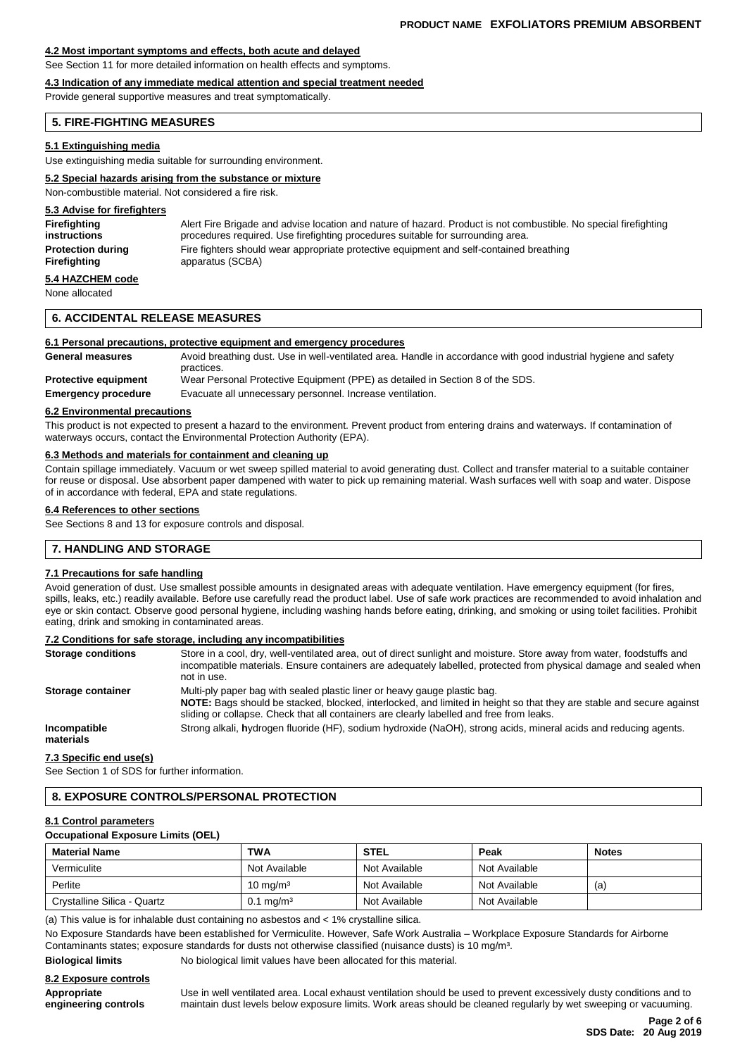#### 4.2 Most important symptoms and effects, both acute and delayed

See Section 11 for more detailed information on health effects and symptoms.

#### 4.3 Indication of any immediate medical attention and special treatment needed

Provide general supportive measures and treat symptomatically.

## 5. FIRE-FIGHTING MEASURES

#### 5.1 Extinguishing media

Use extinguishing media suitable for surrounding environment.

#### 5.2 Special hazards arising from the substance or mixture

Non-combustible material. Not considered a fire risk.

#### 5.3 Advise for firefighters

**Firefighting instructions** Alert Fire Brigade and advise location and nature of hazard. Product is not combustible. No special firefighting procedures required. Use firefighting procedures suitable for surrounding area.

**Protection during Firefighting** Fire fighters should wear appropriate protective equipment and self-contained breathing apparatus (SCBA)

#### 5.4 HAZCHEM code

None allocated

## 6. ACCIDENTAL RELEASE MEASURES

#### 6.1 Personal precautions, protective equipment and emergency procedures

**General measures** Avoid breathing dust. Use in well-ventilated area. Handle in accordance with good industrial hygiene and safety practices.

**Protective equipment** Wear Personal Protective Equipment (PPE) as detailed in Section 8 of the SDS.

**Emergency procedure** Evacuate all unnecessary personnel. Increase ventilation.

#### 6.2 Environmental precautions

This product is not expected to present a hazard to the environment. Prevent product from entering drains and waterways. If contamination of waterways occurs, contact the Environmental Protection Authority (EPA).

#### 6.3 Methods and materials for containment and cleaning up

Contain spillage immediately. Vacuum or wet sweep spilled material to avoid generating dust. Collect and transfer material to a suitable container for reuse or disposal. Use absorbent paper dampened with water to pick up remaining material. Wash surfaces well with soap and water. Dispose of in accordance with federal, EPA and state regulations.

#### 6.4 References to other sections

See Sections 8 and 13 for exposure controls and disposal.

## 7. HANDLING AND STORAGE

#### 7.1 Precautions for safe handling

Avoid generation of dust. Use smallest possible amounts in designated areas with adequate ventilation. Have emergency equipment (for fires, spills, leaks, etc.) readily available. Before use carefully read the product label. Use of safe work practices are recommended to avoid inhalation and eye or skin contact. Observe good personal hygiene, including washing hands before eating, drinking, and smoking or using toilet facilities. Prohibit eating, drink and smoking in contaminated areas.

#### 7.2 Conditions for safe storage, including any incompatibilities

**Storage conditions** Store in a cool, dry, well-ventilated area, out of direct sunlight and moisture. Store away from water, foodstuffs and incompatible materials. Ensure containers are adequately labelled, protected from physical damage and sealed when not in use.

**Storage container** Multi-ply paper bag with sealed plastic liner or heavy gauge plastic bag.
**NOTE:** Bags should be stacked, blocked, interlocked, and limited in height so that they are stable and secure against sliding or collapse. Check that all containers are clearly labelled and free from leaks.

**Incompatible materials** Strong alkali, **h**ydrogen fluoride (HF), sodium hydroxide (NaOH), strong acids, mineral acids and reducing agents.

#### 7.3 Specific end use(s)

See Section 1 of SDS for further information.

## 8. EXPOSURE CONTROLS/PERSONAL PROTECTION

#### 8.1 Control parameters

**Occupational Exposure Limits (OEL)**

| Material Name | TWA | STEL | Peak | Notes |
|---|---|---|---|---|
| Vermiculite | Not Available | Not Available | Not Available | |
| Perlite | 10 mg/m³ | Not Available | Not Available | (a) |
| Crystalline Silica - Quartz | 0.1 mg/m³ | Not Available | Not Available | |

(a) This value is for inhalable dust containing no asbestos and < 1% crystalline silica.

No Exposure Standards have been established for Vermiculite. However, Safe Work Australia – Workplace Exposure Standards for Airborne Contaminants states; exposure standards for dusts not otherwise classified (nuisance dusts) is 10 mg/m³.

**Biological limits** No biological limit values have been allocated for this material.

#### 8.2 Exposure controls

**Appropriate engineering controls** Use in well ventilated area. Local exhaust ventilation should be used to prevent excessively dusty conditions and to maintain dust levels below exposure limits. Work areas should be cleaned regularly by wet sweeping or vacuuming.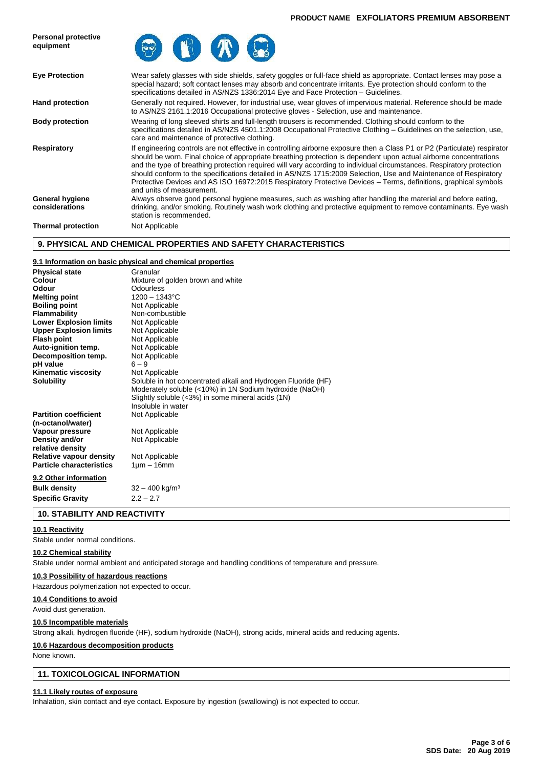| | |
|---|---|
| **Personal protective equipment** | |
| **Eye Protection** | Wear safety glasses with side shields, safety goggles or full-face shield as appropriate. Contact lenses may pose a special hazard; soft contact lenses may absorb and concentrate irritants. Eye protection should conform to the specifications detailed in AS/NZS 1336:2014 Eye and Face Protection – Guidelines. |
| **Hand protection** | Generally not required. However, for industrial use, wear gloves of impervious material. Reference should be made to AS/NZS 2161.1:2016 Occupational protective gloves - Selection, use and maintenance. |
| **Body protection** | Wearing of long sleeved shirts and full-length trousers is recommended. Clothing should conform to the specifications detailed in AS/NZS 4501.1:2008 Occupational Protective Clothing – Guidelines on the selection, use, care and maintenance of protective clothing. |
| **Respiratory** | If engineering controls are not effective in controlling airborne exposure then a Class P1 or P2 (Particulate) respirator should be worn. Final choice of appropriate breathing protection is dependent upon actual airborne concentrations and the type of breathing protection required will vary according to individual circumstances. Respiratory protection should conform to the specifications detailed in AS/NZS 1715:2009 Selection, Use and Maintenance of Respiratory Protective Devices and AS ISO 16972:2015 Respiratory Protective Devices – Terms, definitions, graphical symbols and units of measurement. |
| **General hygiene considerations** | Always observe good personal hygiene measures, such as washing after handling the material and before eating, drinking, and/or smoking. Routinely wash work clothing and protective equipment to remove contaminants. Eye wash station is recommended. |
| **Thermal protection** | Not Applicable |

## 9. PHYSICAL AND CHEMICAL PROPERTIES AND SAFETY CHARACTERISTICS

### 9.1 Information on basic physical and chemical properties

| | |
|---|---|
| **Physical state** | Granular |
| **Colour** | Mixture of golden brown and white |
| **Odour** | Odourless |
| **Melting point** | 1200 – 1343°C |
| **Boiling point** | Not Applicable |
| **Flammability** | Non-combustible |
| **Lower Explosion limits** | Not Applicable |
| **Upper Explosion limits** | Not Applicable |
| **Flash point** | Not Applicable |
| **Auto-ignition temp.** | Not Applicable |
| **Decomposition temp.** | Not Applicable |
| **pH value** | 6 – 9 |
| **Kinematic viscosity** | Not Applicable |
| **Solubility** | Soluble in hot concentrated alkali and Hydrogen Fluoride (HF)<br>Moderately soluble (<10%) in 1N Sodium hydroxide (NaOH)<br>Slightly soluble (<3%) in some mineral acids (1N)<br>Insoluble in water |
| **Partition coefficient (n-octanol/water)** | Not Applicable |
| **Vapour pressure** | Not Applicable |
| **Density and/or relative density** | Not Applicable |
| **Relative vapour density** | Not Applicable |
| **Particle characteristics** | 1µm – 16mm |

### 9.2 Other information

| | |
|---|---|
| **Bulk density** | 32 – 400 kg/m³ |
| **Specific Gravity** | 2.2 – 2.7 |

## 10. STABILITY AND REACTIVITY

### 10.1 Reactivity

Stable under normal conditions.

### 10.2 Chemical stability

Stable under normal ambient and anticipated storage and handling conditions of temperature and pressure.

### 10.3 Possibility of hazardous reactions

Hazardous polymerization not expected to occur.

### 10.4 Conditions to avoid

Avoid dust generation.

### 10.5 Incompatible materials

Strong alkali, hydrogen fluoride (HF), sodium hydroxide (NaOH), strong acids, mineral acids and reducing agents.

### 10.6 Hazardous decomposition products

None known.

## 11. TOXICOLOGICAL INFORMATION

### 11.1 Likely routes of exposure

Inhalation, skin contact and eye contact. Exposure by ingestion (swallowing) is not expected to occur.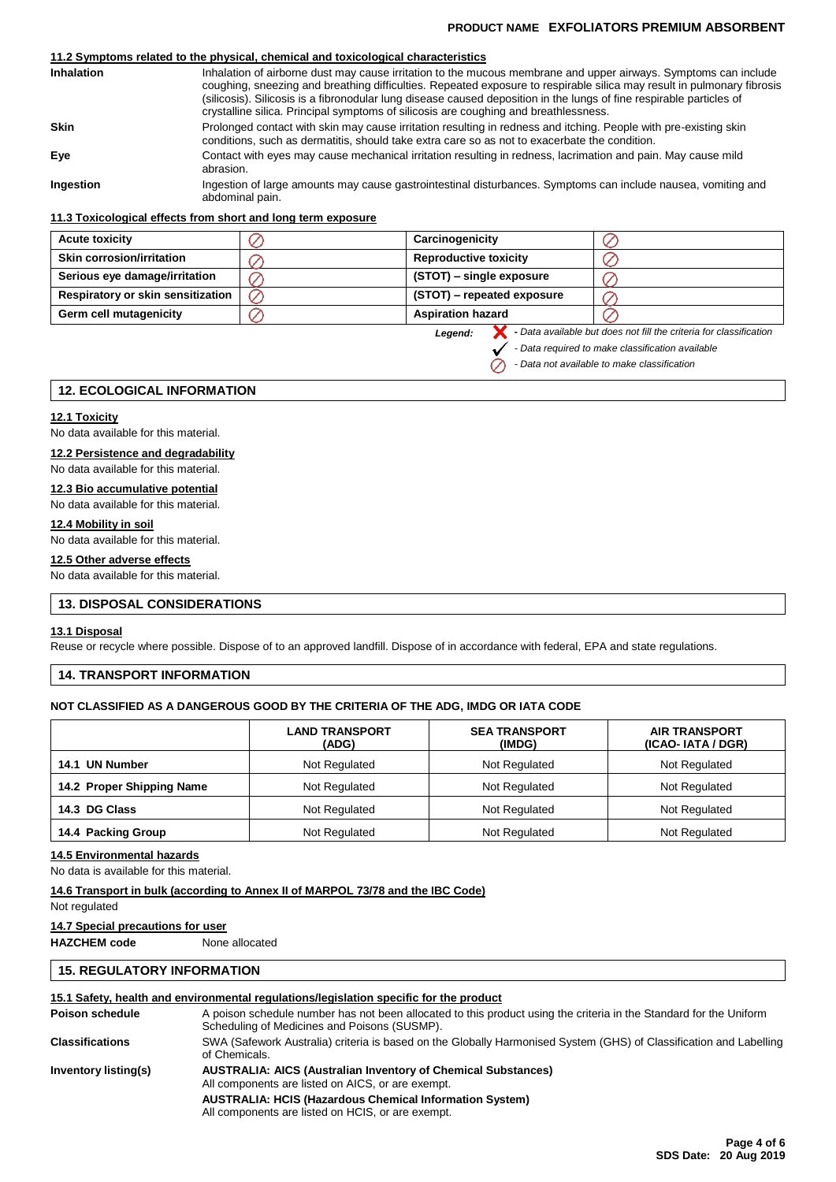#### 11.2 Symptoms related to the physical, chemical and toxicological characteristics

**Inhalation** Inhalation of airborne dust may cause irritation to the mucous membrane and upper airways. Symptoms can include coughing, sneezing and breathing difficulties. Repeated exposure to respirable silica may result in pulmonary fibrosis (silicosis). Silicosis is a fibronodular lung disease caused deposition in the lungs of fine respirable particles of crystalline silica. Principal symptoms of silicosis are coughing and breathlessness.

**Skin** Prolonged contact with skin may cause irritation resulting in redness and itching. People with pre-existing skin conditions, such as dermatitis, should take extra care so as not to exacerbate the condition.

**Eye** Contact with eyes may cause mechanical irritation resulting in redness, lacrimation and pain. May cause mild abrasion.

**Ingestion** Ingestion of large amounts may cause gastrointestinal disturbances. Symptoms can include nausea, vomiting and abdominal pain.

#### 11.3 Toxicological effects from short and long term exposure

| | | | |
|---|---|---|---|
| **Acute toxicity** | ⊘ | **Carcinogenicity** | ⊘ |
| **Skin corrosion/irritation** | ⊘ | **Reproductive toxicity** | ⊘ |
| **Serious eye damage/irritation** | ⊘ | **(STOT) – single exposure** | ⊘ |
| **Respiratory or skin sensitization** | ⊘ | **(STOT) – repeated exposure** | ⊘ |
| **Germ cell mutagenicity** | ⊘ | **Aspiration hazard** | ⊘ |

*Legend:*
- ✗ *- Data available but does not fill the criteria for classification*
- ✓ *- Data required to make classification available*
- ⊘ *- Data not available to make classification*

## 12. ECOLOGICAL INFORMATION

#### 12.1 Toxicity
No data available for this material.

#### 12.2 Persistence and degradability
No data available for this material.

#### 12.3 Bio accumulative potential
No data available for this material.

#### 12.4 Mobility in soil
No data available for this material.

#### 12.5 Other adverse effects
No data available for this material.

## 13. DISPOSAL CONSIDERATIONS

#### 13.1 Disposal
Reuse or recycle where possible. Dispose of to an approved landfill. Dispose of in accordance with federal, EPA and state regulations.

## 14. TRANSPORT INFORMATION

**NOT CLASSIFIED AS A DANGEROUS GOOD BY THE CRITERIA OF THE ADG, IMDG OR IATA CODE**

| | LAND TRANSPORT (ADG) | SEA TRANSPORT (IMDG) | AIR TRANSPORT (ICAO- IATA / DGR) |
|---|---|---|---|
| **14.1 UN Number** | Not Regulated | Not Regulated | Not Regulated |
| **14.2 Proper Shipping Name** | Not Regulated | Not Regulated | Not Regulated |
| **14.3 DG Class** | Not Regulated | Not Regulated | Not Regulated |
| **14.4 Packing Group** | Not Regulated | Not Regulated | Not Regulated |

#### 14.5 Environmental hazards
No data is available for this material.

#### 14.6 Transport in bulk (according to Annex II of MARPOL 73/78 and the IBC Code)
Not regulated

#### 14.7 Special precautions for user
**HAZCHEM code** None allocated

## 15. REGULATORY INFORMATION

#### 15.1 Safety, health and environmental regulations/legislation specific for the product

**Poison schedule** A poison schedule number has not been allocated to this product using the criteria in the Standard for the Uniform Scheduling of Medicines and Poisons (SUSMP).

**Classifications** SWA (Safework Australia) criteria is based on the Globally Harmonised System (GHS) of Classification and Labelling of Chemicals.

**Inventory listing(s)**
**AUSTRALIA: AICS (Australian Inventory of Chemical Substances)**
All components are listed on AICS, or are exempt.
**AUSTRALIA: HCIS (Hazardous Chemical Information System)**
All components are listed on HCIS, or are exempt.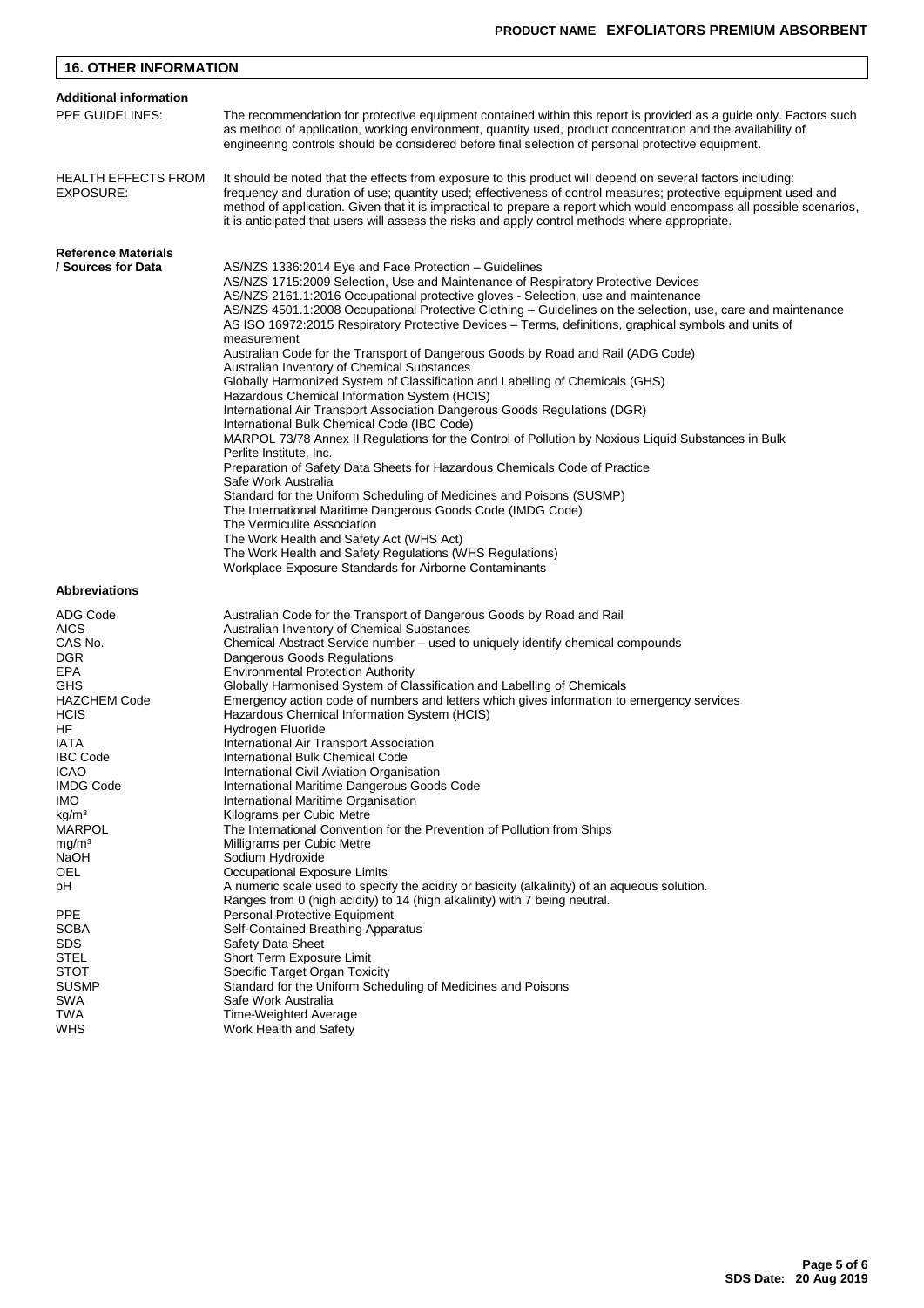## 16. OTHER INFORMATION

### Additional information

**PPE GUIDELINES:** The recommendation for protective equipment contained within this report is provided as a guide only. Factors such as method of application, working environment, quantity used, product concentration and the availability of engineering controls should be considered before final selection of personal protective equipment.

**HEALTH EFFECTS FROM EXPOSURE:** It should be noted that the effects from exposure to this product will depend on several factors including: frequency and duration of use; quantity used; effectiveness of control measures; protective equipment used and method of application. Given that it is impractical to prepare a report which would encompass all possible scenarios, it is anticipated that users will assess the risks and apply control methods where appropriate.

### Reference Materials / Sources for Data

AS/NZS 1336:2014 Eye and Face Protection – Guidelines
AS/NZS 1715:2009 Selection, Use and Maintenance of Respiratory Protective Devices
AS/NZS 2161.1:2016 Occupational protective gloves - Selection, use and maintenance
AS/NZS 4501.1:2008 Occupational Protective Clothing – Guidelines on the selection, use, care and maintenance
AS ISO 16972:2015 Respiratory Protective Devices – Terms, definitions, graphical symbols and units of measurement
Australian Code for the Transport of Dangerous Goods by Road and Rail (ADG Code)
Australian Inventory of Chemical Substances
Globally Harmonized System of Classification and Labelling of Chemicals (GHS)
Hazardous Chemical Information System (HCIS)
International Air Transport Association Dangerous Goods Regulations (DGR)
International Bulk Chemical Code (IBC Code)
MARPOL 73/78 Annex II Regulations for the Control of Pollution by Noxious Liquid Substances in Bulk
Perlite Institute, Inc.
Preparation of Safety Data Sheets for Hazardous Chemicals Code of Practice
Safe Work Australia
Standard for the Uniform Scheduling of Medicines and Poisons (SUSMP)
The International Maritime Dangerous Goods Code (IMDG Code)
The Vermiculite Association
The Work Health and Safety Act (WHS Act)
The Work Health and Safety Regulations (WHS Regulations)
Workplace Exposure Standards for Airborne Contaminants

### Abbreviations

| Abbreviation | Meaning |
|---|---|
| ADG Code | Australian Code for the Transport of Dangerous Goods by Road and Rail |
| AICS | Australian Inventory of Chemical Substances |
| CAS No. | Chemical Abstract Service number – used to uniquely identify chemical compounds |
| DGR | Dangerous Goods Regulations |
| EPA | Environmental Protection Authority |
| GHS | Globally Harmonised System of Classification and Labelling of Chemicals |
| HAZCHEM Code | Emergency action code of numbers and letters which gives information to emergency services |
| HCIS | Hazardous Chemical Information System (HCIS) |
| HF | Hydrogen Fluoride |
| IATA | International Air Transport Association |
| IBC Code | International Bulk Chemical Code |
| ICAO | International Civil Aviation Organisation |
| IMDG Code | International Maritime Dangerous Goods Code |
| IMO | International Maritime Organisation |
| kg/m³ | Kilograms per Cubic Metre |
| MARPOL | The International Convention for the Prevention of Pollution from Ships |
| mg/m³ | Milligrams per Cubic Metre |
| NaOH | Sodium Hydroxide |
| OEL | Occupational Exposure Limits |
| pH | A numeric scale used to specify the acidity or basicity (alkalinity) of an aqueous solution. Ranges from 0 (high acidity) to 14 (high alkalinity) with 7 being neutral. |
| PPE | Personal Protective Equipment |
| SCBA | Self-Contained Breathing Apparatus |
| SDS | Safety Data Sheet |
| STEL | Short Term Exposure Limit |
| STOT | Specific Target Organ Toxicity |
| SUSMP | Standard for the Uniform Scheduling of Medicines and Poisons |
| SWA | Safe Work Australia |
| TWA | Time-Weighted Average |
| WHS | Work Health and Safety |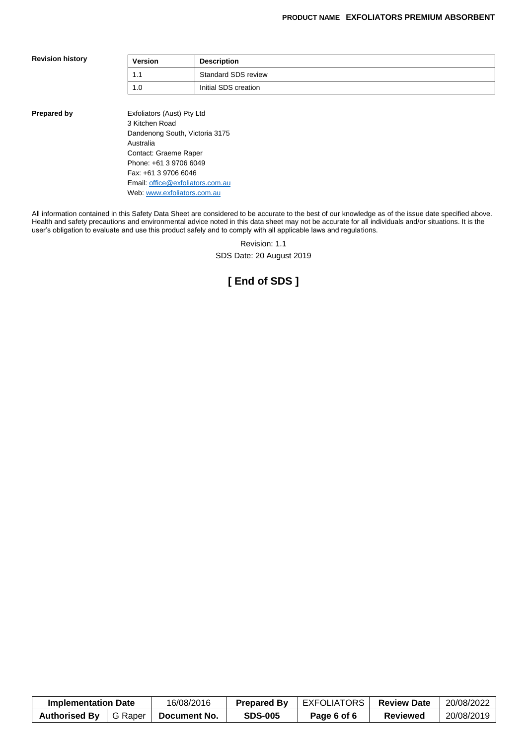**Revision history**

| Version | Description |
|---|---|
| 1.1 | Standard SDS review |
| 1.0 | Initial SDS creation |

**Prepared by**

Exfoliators (Aust) Pty Ltd
3 Kitchen Road
Dandenong South, Victoria 3175
Australia
Contact: Graeme Raper
Phone: +61 3 9706 6049
Fax: +61 3 9706 6046
Email: office@exfoliators.com.au
Web: www.exfoliators.com.au

All information contained in this Safety Data Sheet are considered to be accurate to the best of our knowledge as of the issue date specified above. Health and safety precautions and environmental advice noted in this data sheet may not be accurate for all individuals and/or situations. It is the user's obligation to evaluate and use this product safely and to comply with all applicable laws and regulations.

Revision: 1.1

SDS Date: 20 August 2019

## [ End of SDS ]